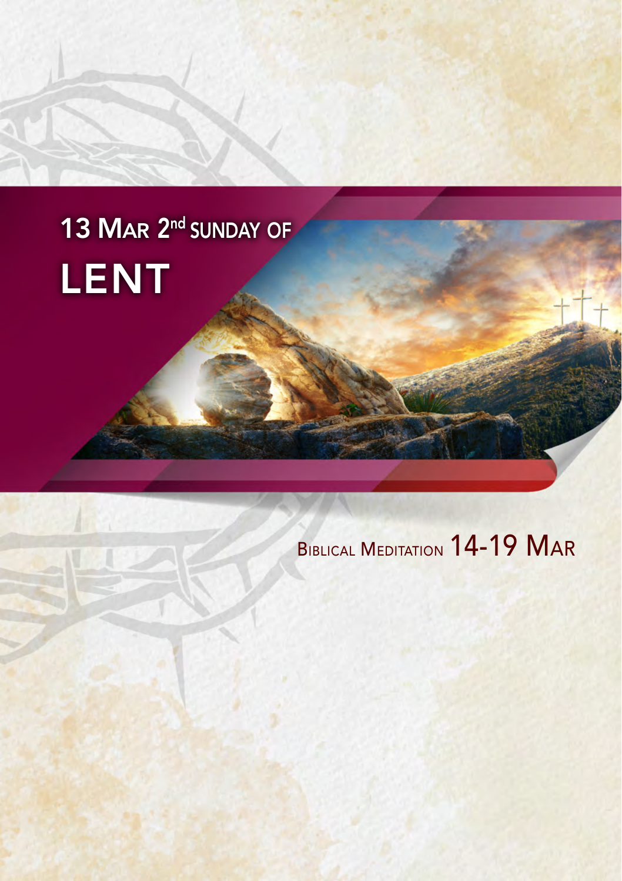# 13 Mar 2nd Sunday of Lent

## Biblical Meditation 14-19 Mar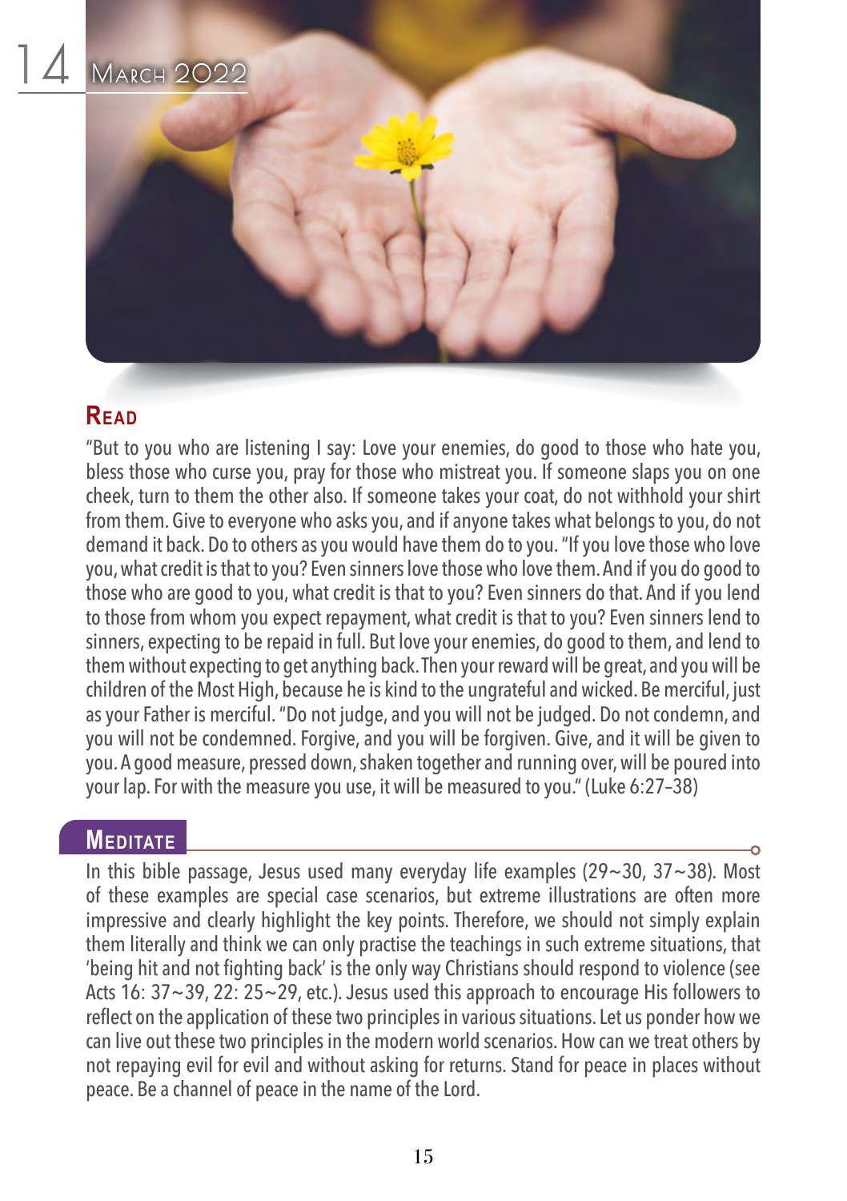# 14 March 2022

## Read

"But to you who are listening I say: Love your enemies, do good to those who hate you, bless those who curse you, pray for those who mistreat you. If someone slaps you on one cheek, turn to them the other also. If someone takes your coat, do not withhold your shirt from them. Give to everyone who asks you, and if anyone takes what belongs to you, do not demand it back. Do to others as you would have them do to you. "If you love those who love you, what credit is that to you? Even sinners love those who love them. And if you do good to those who are good to you, what credit is that to you? Even sinners do that. And if you lend to those from whom you expect repayment, what credit is that to you? Even sinners lend to sinners, expecting to be repaid in full. But love your enemies, do good to them, and lend to them without expecting to get anything back. Then your reward will be great, and you will be children of the Most High, because he is kind to the ungrateful and wicked. Be merciful, just as your Father is merciful. "Do not judge, and you will not be judged. Do not condemn, and you will not be condemned. Forgive, and you will be forgiven. Give, and it will be given to you. A good measure, pressed down, shaken together and running over, will be poured into your lap. For with the measure you use, it will be measured to you." (Luke 6:27–38)

## Meditate

In this bible passage, Jesus used many everyday life examples (29~30, 37~38). Most of these examples are special case scenarios, but extreme illustrations are often more impressive and clearly highlight the key points. Therefore, we should not simply explain them literally and think we can only practise the teachings in such extreme situations, that 'being hit and not fighting back' is the only way Christians should respond to violence (see Acts 16: 37~39, 22: 25~29, etc.). Jesus used this approach to encourage His followers to reflect on the application of these two principles in various situations. Let us ponder how we can live out these two principles in the modern world scenarios. How can we treat others by not repaying evil for evil and without asking for returns. Stand for peace in places without peace. Be a channel of peace in the name of the Lord.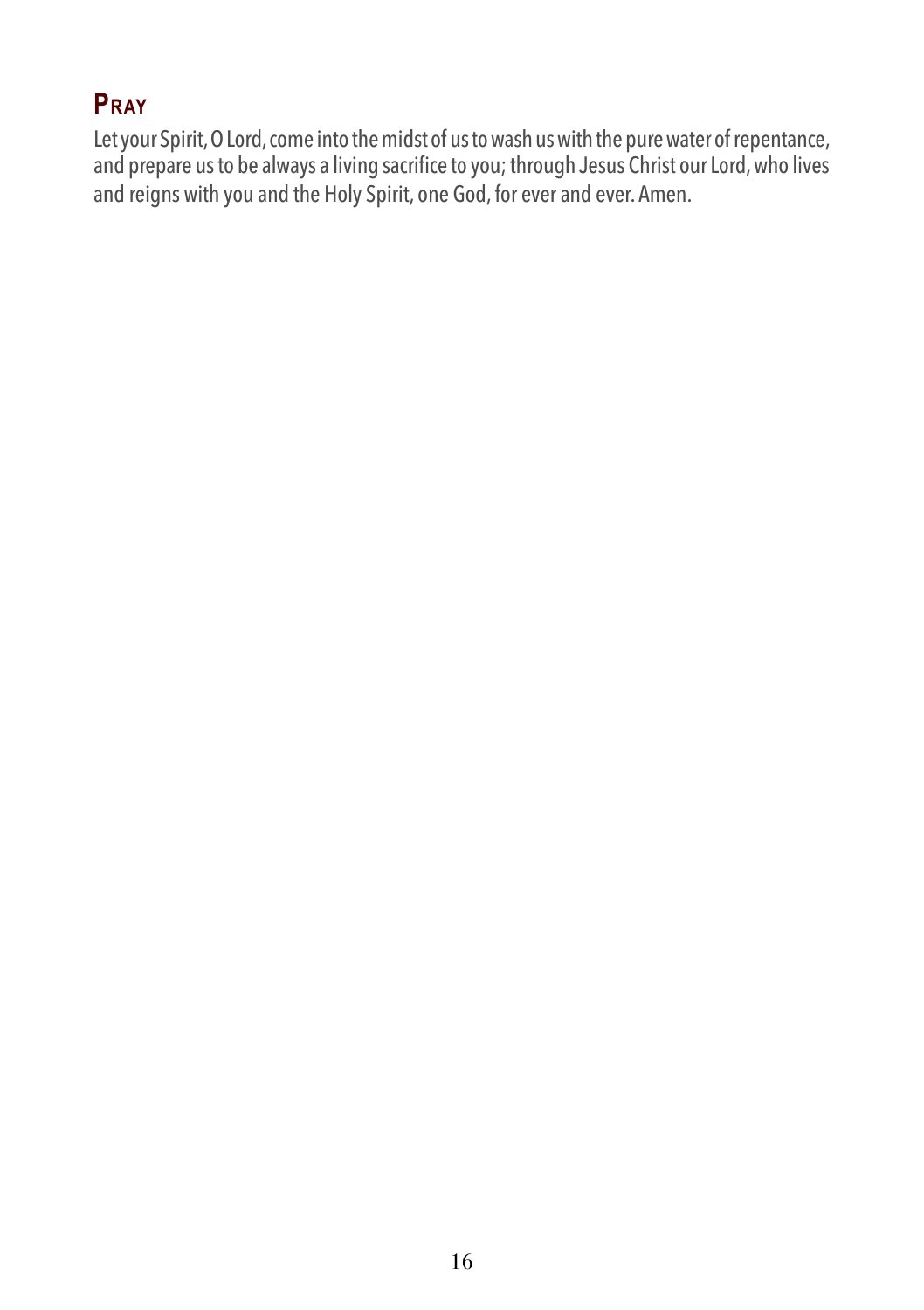## Pray

Let your Spirit, O Lord, come into the midst of us to wash us with the pure water of repentance, and prepare us to be always a living sacrifice to you; through Jesus Christ our Lord, who lives and reigns with you and the Holy Spirit, one God, for ever and ever. Amen.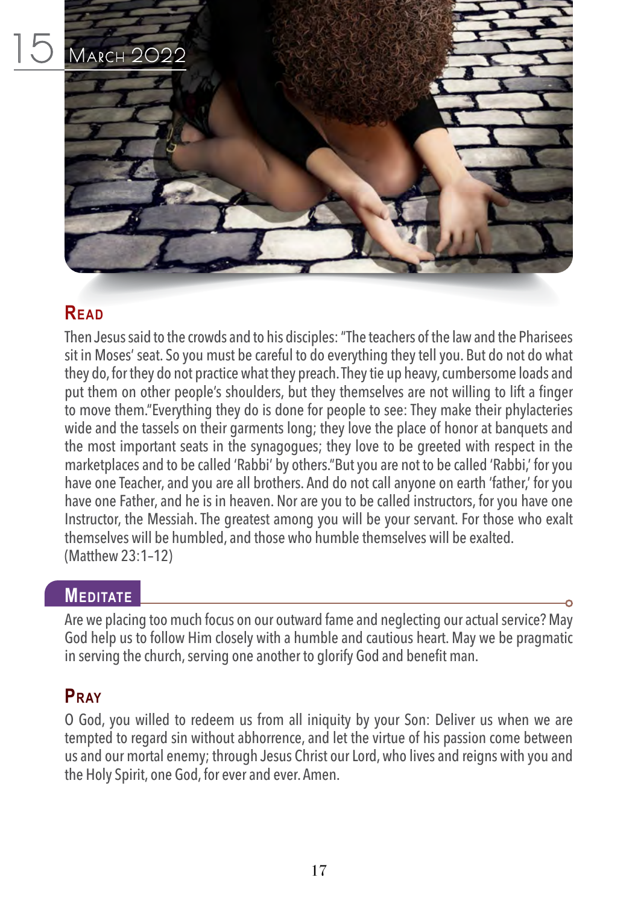15 March 2022

## Read

Then Jesus said to the crowds and to his disciples: "The teachers of the law and the Pharisees sit in Moses' seat. So you must be careful to do everything they tell you. But do not do what they do, for they do not practice what they preach. They tie up heavy, cumbersome loads and put them on other people's shoulders, but they themselves are not willing to lift a finger to move them."Everything they do is done for people to see: They make their phylacteries wide and the tassels on their garments long; they love the place of honor at banquets and the most important seats in the synagogues; they love to be greeted with respect in the marketplaces and to be called 'Rabbi' by others."But you are not to be called 'Rabbi,' for you have one Teacher, and you are all brothers. And do not call anyone on earth 'father,' for you have one Father, and he is in heaven. Nor are you to be called instructors, for you have one Instructor, the Messiah. The greatest among you will be your servant. For those who exalt themselves will be humbled, and those who humble themselves will be exalted.
(Matthew 23:1–12)

## Meditate

Are we placing too much focus on our outward fame and neglecting our actual service? May God help us to follow Him closely with a humble and cautious heart. May we be pragmatic in serving the church, serving one another to glorify God and benefit man.

## Pray

O God, you willed to redeem us from all iniquity by your Son: Deliver us when we are tempted to regard sin without abhorrence, and let the virtue of his passion come between us and our mortal enemy; through Jesus Christ our Lord, who lives and reigns with you and the Holy Spirit, one God, for ever and ever. Amen.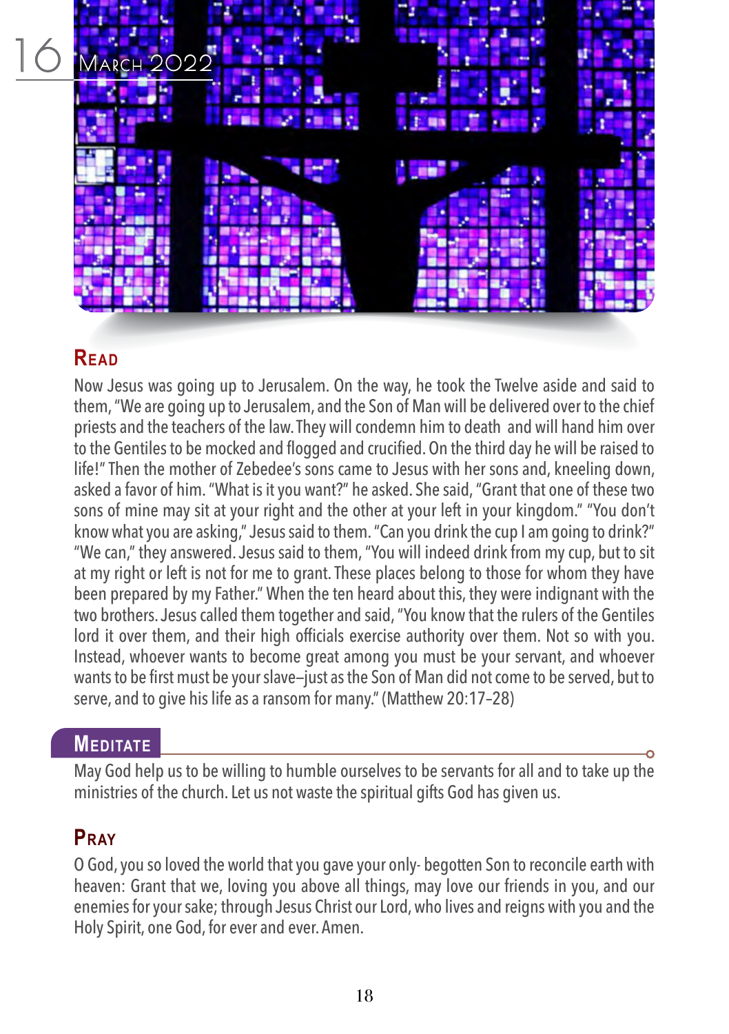16 March 2022

## Read

Now Jesus was going up to Jerusalem. On the way, he took the Twelve aside and said to them, "We are going up to Jerusalem, and the Son of Man will be delivered over to the chief priests and the teachers of the law. They will condemn him to death and will hand him over to the Gentiles to be mocked and flogged and crucified. On the third day he will be raised to life!" Then the mother of Zebedee's sons came to Jesus with her sons and, kneeling down, asked a favor of him. "What is it you want?" he asked. She said, "Grant that one of these two sons of mine may sit at your right and the other at your left in your kingdom." "You don't know what you are asking," Jesus said to them. "Can you drink the cup I am going to drink?" "We can," they answered. Jesus said to them, "You will indeed drink from my cup, but to sit at my right or left is not for me to grant. These places belong to those for whom they have been prepared by my Father." When the ten heard about this, they were indignant with the two brothers. Jesus called them together and said, "You know that the rulers of the Gentiles lord it over them, and their high officials exercise authority over them. Not so with you. Instead, whoever wants to become great among you must be your servant, and whoever wants to be first must be your slave–just as the Son of Man did not come to be served, but to serve, and to give his life as a ransom for many." (Matthew 20:17–28)

## Meditate

May God help us to be willing to humble ourselves to be servants for all and to take up the ministries of the church. Let us not waste the spiritual gifts God has given us.

## Pray

O God, you so loved the world that you gave your only- begotten Son to reconcile earth with heaven: Grant that we, loving you above all things, may love our friends in you, and our enemies for your sake; through Jesus Christ our Lord, who lives and reigns with you and the Holy Spirit, one God, for ever and ever. Amen.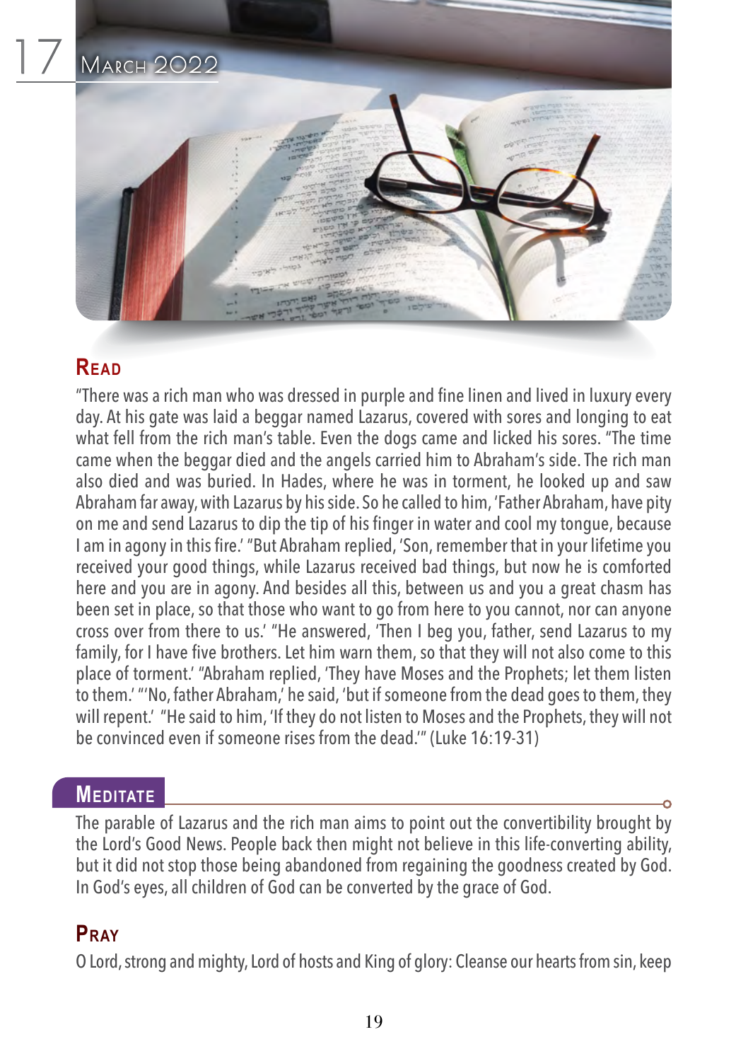# 17 March 2022

## Read

"There was a rich man who was dressed in purple and fine linen and lived in luxury every day. At his gate was laid a beggar named Lazarus, covered with sores and longing to eat what fell from the rich man's table. Even the dogs came and licked his sores. "The time came when the beggar died and the angels carried him to Abraham's side. The rich man also died and was buried. In Hades, where he was in torment, he looked up and saw Abraham far away, with Lazarus by his side. So he called to him, 'Father Abraham, have pity on me and send Lazarus to dip the tip of his finger in water and cool my tongue, because I am in agony in this fire.' "But Abraham replied, 'Son, remember that in your lifetime you received your good things, while Lazarus received bad things, but now he is comforted here and you are in agony. And besides all this, between us and you a great chasm has been set in place, so that those who want to go from here to you cannot, nor can anyone cross over from there to us.' "He answered, 'Then I beg you, father, send Lazarus to my family, for I have five brothers. Let him warn them, so that they will not also come to this place of torment.' "Abraham replied, 'They have Moses and the Prophets; let them listen to them.' "'No, father Abraham,' he said, 'but if someone from the dead goes to them, they will repent.' "He said to him, 'If they do not listen to Moses and the Prophets, they will not be convinced even if someone rises from the dead.'" (Luke 16:19-31)

## Meditate

The parable of Lazarus and the rich man aims to point out the convertibility brought by the Lord's Good News. People back then might not believe in this life-converting ability, but it did not stop those being abandoned from regaining the goodness created by God. In God's eyes, all children of God can be converted by the grace of God.

## Pray

O Lord, strong and mighty, Lord of hosts and King of glory: Cleanse our hearts from sin, keep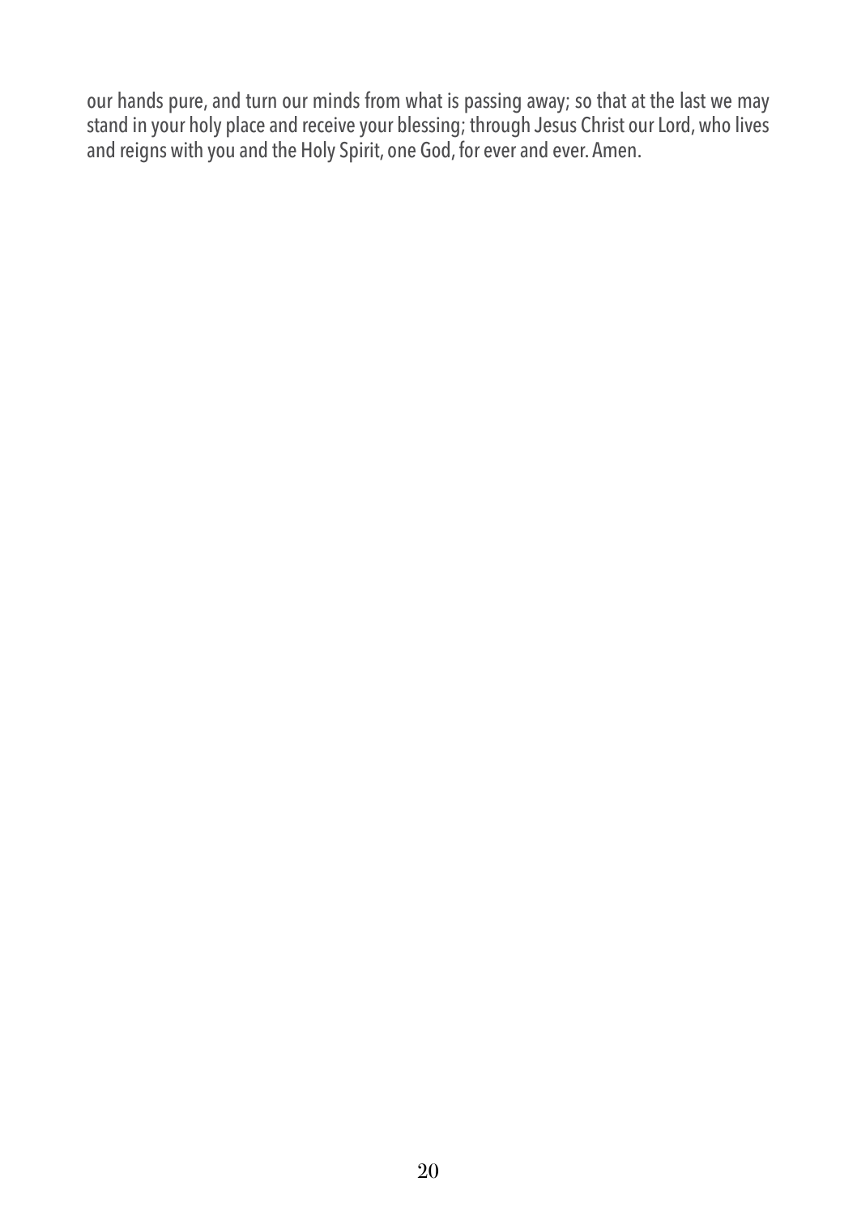our hands pure, and turn our minds from what is passing away; so that at the last we may stand in your holy place and receive your blessing; through Jesus Christ our Lord, who lives and reigns with you and the Holy Spirit, one God, for ever and ever. Amen.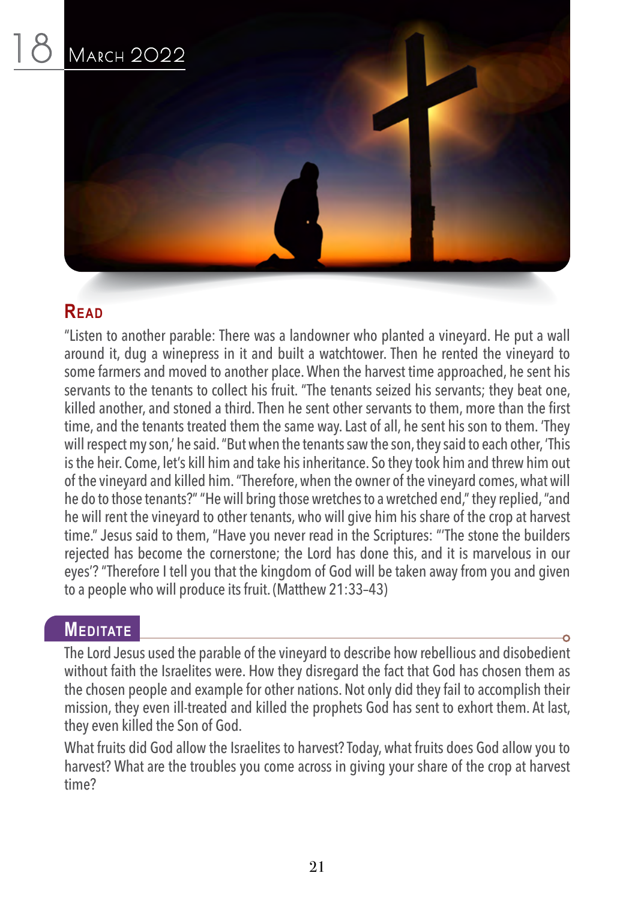# 18 March 2022

## Read

"Listen to another parable: There was a landowner who planted a vineyard. He put a wall around it, dug a winepress in it and built a watchtower. Then he rented the vineyard to some farmers and moved to another place. When the harvest time approached, he sent his servants to the tenants to collect his fruit. "The tenants seized his servants; they beat one, killed another, and stoned a third. Then he sent other servants to them, more than the first time, and the tenants treated them the same way. Last of all, he sent his son to them. 'They will respect my son,' he said. "But when the tenants saw the son, they said to each other, 'This is the heir. Come, let's kill him and take his inheritance. So they took him and threw him out of the vineyard and killed him. "Therefore, when the owner of the vineyard comes, what will he do to those tenants?" "He will bring those wretches to a wretched end," they replied, "and he will rent the vineyard to other tenants, who will give him his share of the crop at harvest time." Jesus said to them, "Have you never read in the Scriptures: "'The stone the builders rejected has become the cornerstone; the Lord has done this, and it is marvelous in our eyes'? "Therefore I tell you that the kingdom of God will be taken away from you and given to a people who will produce its fruit. (Matthew 21:33–43)

## Meditate

The Lord Jesus used the parable of the vineyard to describe how rebellious and disobedient without faith the Israelites were. How they disregard the fact that God has chosen them as the chosen people and example for other nations. Not only did they fail to accomplish their mission, they even ill-treated and killed the prophets God has sent to exhort them. At last, they even killed the Son of God.

What fruits did God allow the Israelites to harvest? Today, what fruits does God allow you to harvest? What are the troubles you come across in giving your share of the crop at harvest time?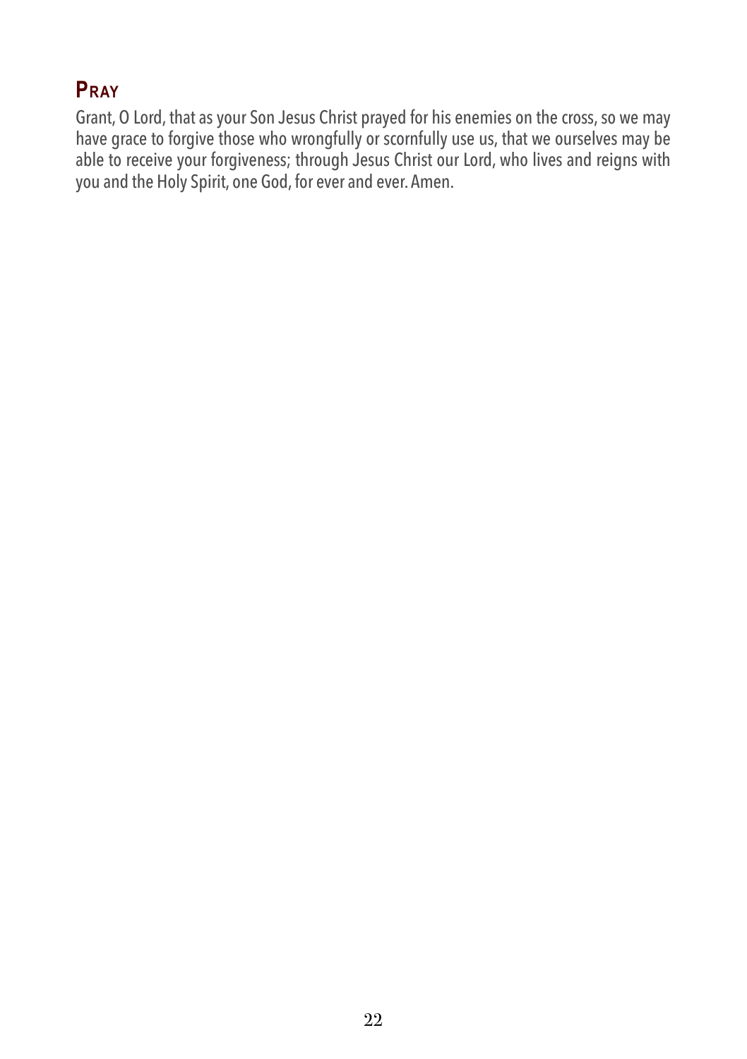## Pray

Grant, O Lord, that as your Son Jesus Christ prayed for his enemies on the cross, so we may have grace to forgive those who wrongfully or scornfully use us, that we ourselves may be able to receive your forgiveness; through Jesus Christ our Lord, who lives and reigns with you and the Holy Spirit, one God, for ever and ever. Amen.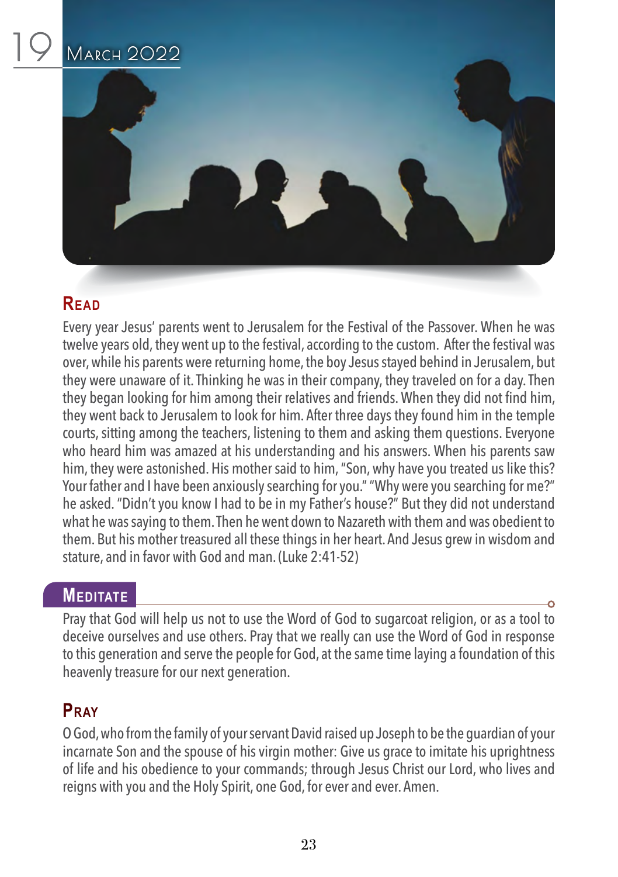# 19 March 2022

## Read

Every year Jesus' parents went to Jerusalem for the Festival of the Passover. When he was twelve years old, they went up to the festival, according to the custom. After the festival was over, while his parents were returning home, the boy Jesus stayed behind in Jerusalem, but they were unaware of it. Thinking he was in their company, they traveled on for a day. Then they began looking for him among their relatives and friends. When they did not find him, they went back to Jerusalem to look for him. After three days they found him in the temple courts, sitting among the teachers, listening to them and asking them questions. Everyone who heard him was amazed at his understanding and his answers. When his parents saw him, they were astonished. His mother said to him, "Son, why have you treated us like this? Your father and I have been anxiously searching for you." "Why were you searching for me?" he asked. "Didn't you know I had to be in my Father's house?" But they did not understand what he was saying to them. Then he went down to Nazareth with them and was obedient to them. But his mother treasured all these things in her heart. And Jesus grew in wisdom and stature, and in favor with God and man. (Luke 2:41-52)

## Meditate

Pray that God will help us not to use the Word of God to sugarcoat religion, or as a tool to deceive ourselves and use others. Pray that we really can use the Word of God in response to this generation and serve the people for God, at the same time laying a foundation of this heavenly treasure for our next generation.

## Pray

O God, who from the family of your servant David raised up Joseph to be the guardian of your incarnate Son and the spouse of his virgin mother: Give us grace to imitate his uprightness of life and his obedience to your commands; through Jesus Christ our Lord, who lives and reigns with you and the Holy Spirit, one God, for ever and ever. Amen.